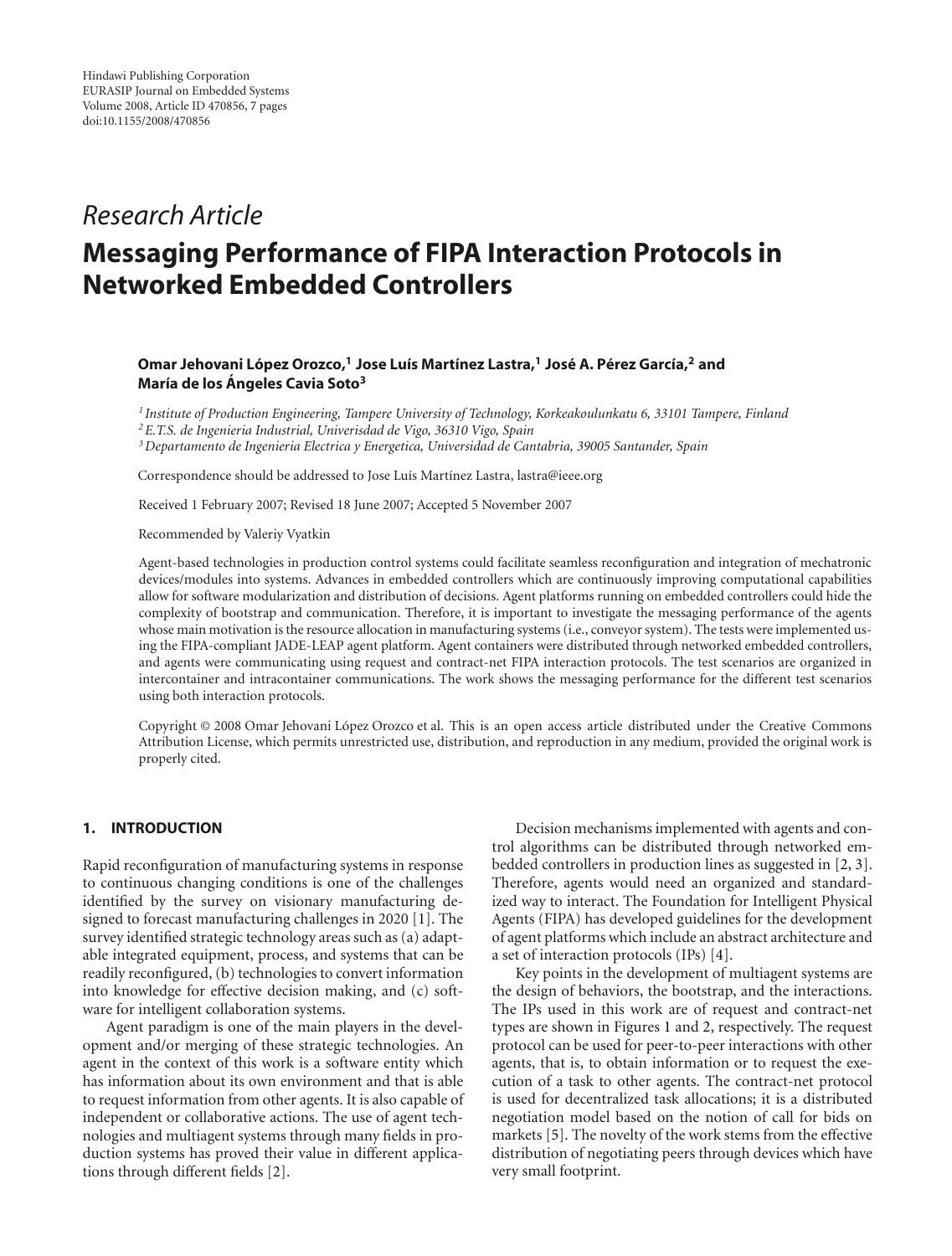Hindawi Publishing Corporation
EURASIP Journal on Embedded Systems
Volume 2008, Article ID 470856, 7 pages
doi:10.1155/2008/470856

*Research Article*

# Messaging Performance of FIPA Interaction Protocols in Networked Embedded Controllers

**Omar Jehovani López Orozco,[1] Jose Luís Martínez Lastra,[1] José A. Pérez García,[2] and María de los Ángeles Cavia Soto[3]**

[1] *Institute of Production Engineering, Tampere University of Technology, Korkeakoulunkatu 6, 33101 Tampere, Finland*
[2] *E.T.S. de Ingenieria Industrial, Univerisdad de Vigo, 36310 Vigo, Spain*
[3] *Departamento de Ingenieria Electrica y Energetica, Universidad de Cantabria, 39005 Santander, Spain*

Correspondence should be addressed to Jose Luís Martínez Lastra, lastra@ieee.org

Received 1 February 2007; Revised 18 June 2007; Accepted 5 November 2007

Recommended by Valeriy Vyatkin

Agent-based technologies in production control systems could facilitate seamless reconfiguration and integration of mechatronic devices/modules into systems. Advances in embedded controllers which are continuously improving computational capabilities allow for software modularization and distribution of decisions. Agent platforms running on embedded controllers could hide the complexity of bootstrap and communication. Therefore, it is important to investigate the messaging performance of the agents whose main motivation is the resource allocation in manufacturing systems (i.e., conveyor system). The tests were implemented using the FIPA-compliant JADE-LEAP agent platform. Agent containers were distributed through networked embedded controllers, and agents were communicating using request and contract-net FIPA interaction protocols. The test scenarios are organized in intercontainer and intracontainer communications. The work shows the messaging performance for the different test scenarios using both interaction protocols.

Copyright © 2008 Omar Jehovani López Orozco et al. This is an open access article distributed under the Creative Commons Attribution License, which permits unrestricted use, distribution, and reproduction in any medium, provided the original work is properly cited.

## 1. INTRODUCTION

Rapid reconfiguration of manufacturing systems in response to continuous changing conditions is one of the challenges identified by the survey on visionary manufacturing designed to forecast manufacturing challenges in 2020 [1]. The survey identified strategic technology areas such as (a) adaptable integrated equipment, process, and systems that can be readily reconfigured, (b) technologies to convert information into knowledge for effective decision making, and (c) software for intelligent collaboration systems.

Agent paradigm is one of the main players in the development and/or merging of these strategic technologies. An agent in the context of this work is a software entity which has information about its own environment and that is able to request information from other agents. It is also capable of independent or collaborative actions. The use of agent technologies and multiagent systems through many fields in production systems has proved their value in different applications through different fields [2].

Decision mechanisms implemented with agents and control algorithms can be distributed through networked embedded controllers in production lines as suggested in [2, 3]. Therefore, agents would need an organized and standardized way to interact. The Foundation for Intelligent Physical Agents (FIPA) has developed guidelines for the development of agent platforms which include an abstract architecture and a set of interaction protocols (IPs) [4].

Key points in the development of multiagent systems are the design of behaviors, the bootstrap, and the interactions. The IPs used in this work are of request and contract-net types are shown in Figures 1 and 2, respectively. The request protocol can be used for peer-to-peer interactions with other agents, that is, to obtain information or to request the execution of a task to other agents. The contract-net protocol is used for decentralized task allocations; it is a distributed negotiation model based on the notion of call for bids on markets [5]. The novelty of the work stems from the effective distribution of negotiating peers through devices which have very small footprint.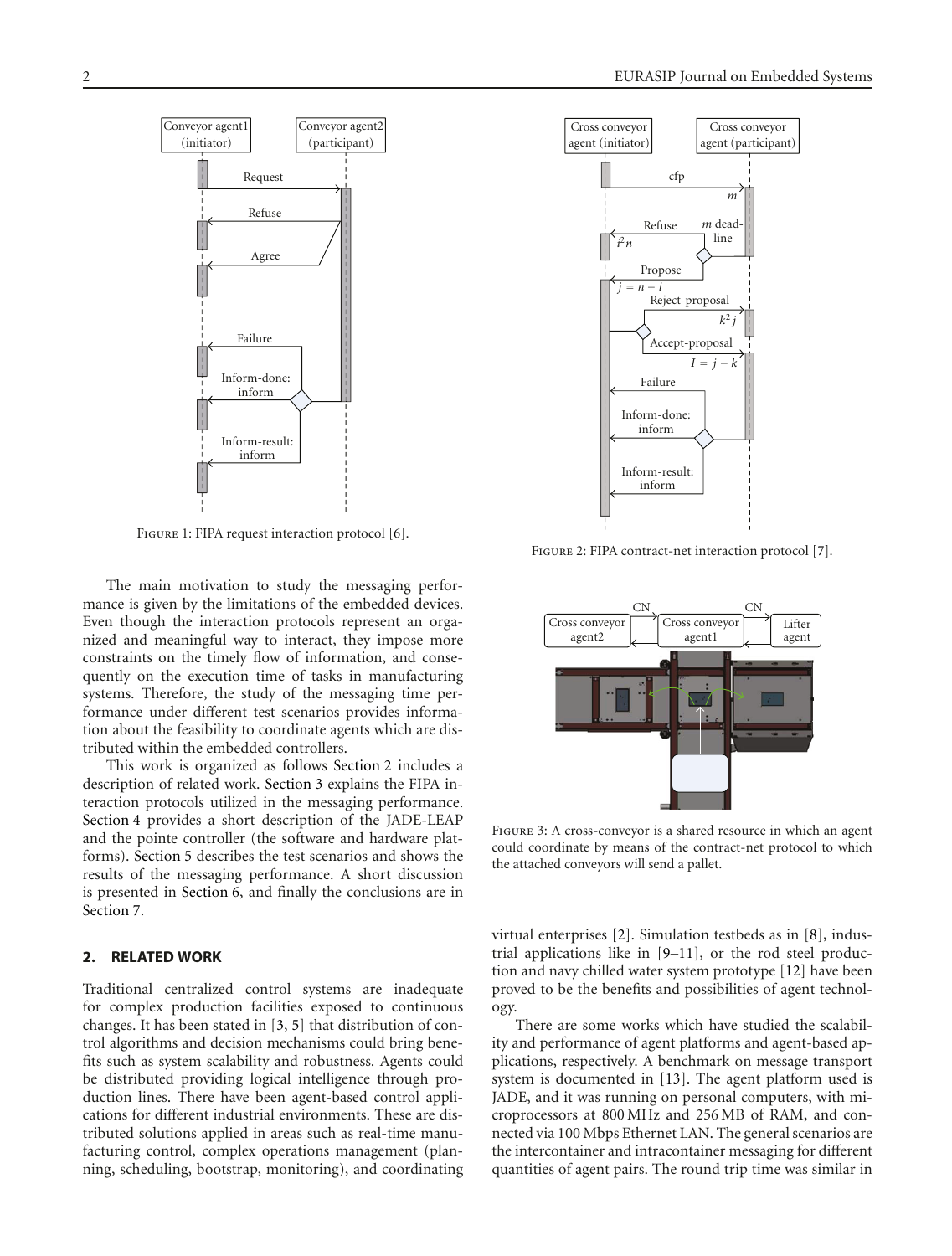FIGURE 1: FIPA request interaction protocol [6].

FIGURE 2: FIPA contract-net interaction protocol [7].

FIGURE 3: A cross-conveyor is a shared resource in which an agent could coordinate by means of the contract-net protocol to which the attached conveyors will send a pallet.

The main motivation to study the messaging performance is given by the limitations of the embedded devices. Even though the interaction protocols represent an organized and meaningful way to interact, they impose more constraints on the timely flow of information, and consequently on the execution time of tasks in manufacturing systems. Therefore, the study of the messaging time performance under different test scenarios provides information about the feasibility to coordinate agents which are distributed within the embedded controllers.

This work is organized as follows Section 2 includes a description of related work. Section 3 explains the FIPA interaction protocols utilized in the messaging performance. Section 4 provides a short description of the JADE-LEAP and the pointe controller (the software and hardware platforms). Section 5 describes the test scenarios and shows the results of the messaging performance. A short discussion is presented in Section 6, and finally the conclusions are in Section 7.

## 2. RELATED WORK

Traditional centralized control systems are inadequate for complex production facilities exposed to continuous changes. It has been stated in [3, 5] that distribution of control algorithms and decision mechanisms could bring benefits such as system scalability and robustness. Agents could be distributed providing logical intelligence through production lines. There have been agent-based control applications for different industrial environments. These are distributed solutions applied in areas such as real-time manufacturing control, complex operations management (planning, scheduling, bootstrap, monitoring), and coordinating virtual enterprises [2]. Simulation testbeds as in [8], industrial applications like in [9–11], or the rod steel production and navy chilled water system prototype [12] have been proved to be the benefits and possibilities of agent technology.

There are some works which have studied the scalability and performance of agent platforms and agent-based applications, respectively. A benchmark on message transport system is documented in [13]. The agent platform used is JADE, and it was running on personal computers, with microprocessors at 800 MHz and 256 MB of RAM, and connected via 100 Mbps Ethernet LAN. The general scenarios are the intercontainer and intracontainer messaging for different quantities of agent pairs. The round trip time was similar in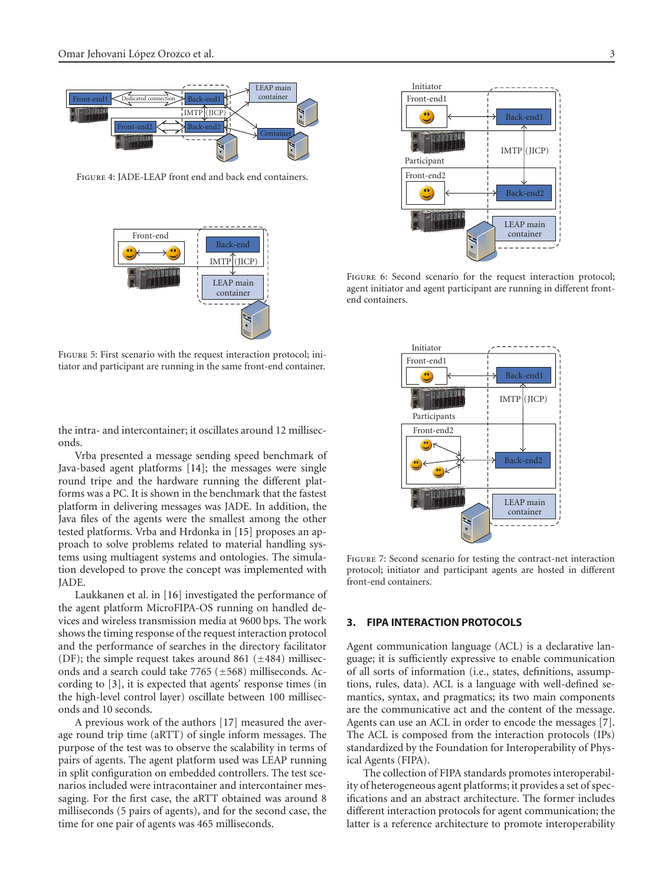Figure 4: JADE-LEAP front end and back end containers.

Figure 5: First scenario with the request interaction protocol; initiator and participant are running in the same front-end container.

the intra- and intercontainer; it oscillates around 12 milliseconds.

Vrba presented a message sending speed benchmark of Java-based agent platforms [14]; the messages were single round tripe and the hardware running the different platforms was a PC. It is shown in the benchmark that the fastest platform in delivering messages was JADE. In addition, the Java files of the agents were the smallest among the other tested platforms. Vrba and Hrdonka in [15] proposes an approach to solve problems related to material handling systems using multiagent systems and ontologies. The simulation developed to prove the concept was implemented with JADE.

Laukkanen et al. in [16] investigated the performance of the agent platform MicroFIPA-OS running on handled devices and wireless transmission media at 9600 bps. The work shows the timing response of the request interaction protocol and the performance of searches in the directory facilitator (DF); the simple request takes around 861 (±484) milliseconds and a search could take 7765 (±568) milliseconds. According to [3], it is expected that agents' response times (in the high-level control layer) oscillate between 100 milliseconds and 10 seconds.

A previous work of the authors [17] measured the average round trip time (aRTT) of single inform messages. The purpose of the test was to observe the scalability in terms of pairs of agents. The agent platform used was LEAP running in split configuration on embedded controllers. The test scenarios included were intracontainer and intercontainer messaging. For the first case, the aRTT obtained was around 8 milliseconds (5 pairs of agents), and for the second case, the time for one pair of agents was 465 milliseconds.

Figure 6: Second scenario for the request interaction protocol; agent initiator and agent participant are running in different front-end containers.

Figure 7: Second scenario for testing the contract-net interaction protocol; initiator and participant agents are hosted in different front-end containers.

## 3. FIPA Interaction Protocols

Agent communication language (ACL) is a declarative language; it is sufficiently expressive to enable communication of all sorts of information (i.e., states, definitions, assumptions, rules, data). ACL is a language with well-defined semantics, syntax, and pragmatics; its two main components are the communicative act and the content of the message. Agents can use an ACL in order to encode the messages [7]. The ACL is composed from the interaction protocols (IPs) standardized by the Foundation for Interoperability of Physical Agents (FIPA).

The collection of FIPA standards promotes interoperability of heterogeneous agent platforms; it provides a set of specifications and an abstract architecture. The former includes different interaction protocols for agent communication; the latter is a reference architecture to promote interoperability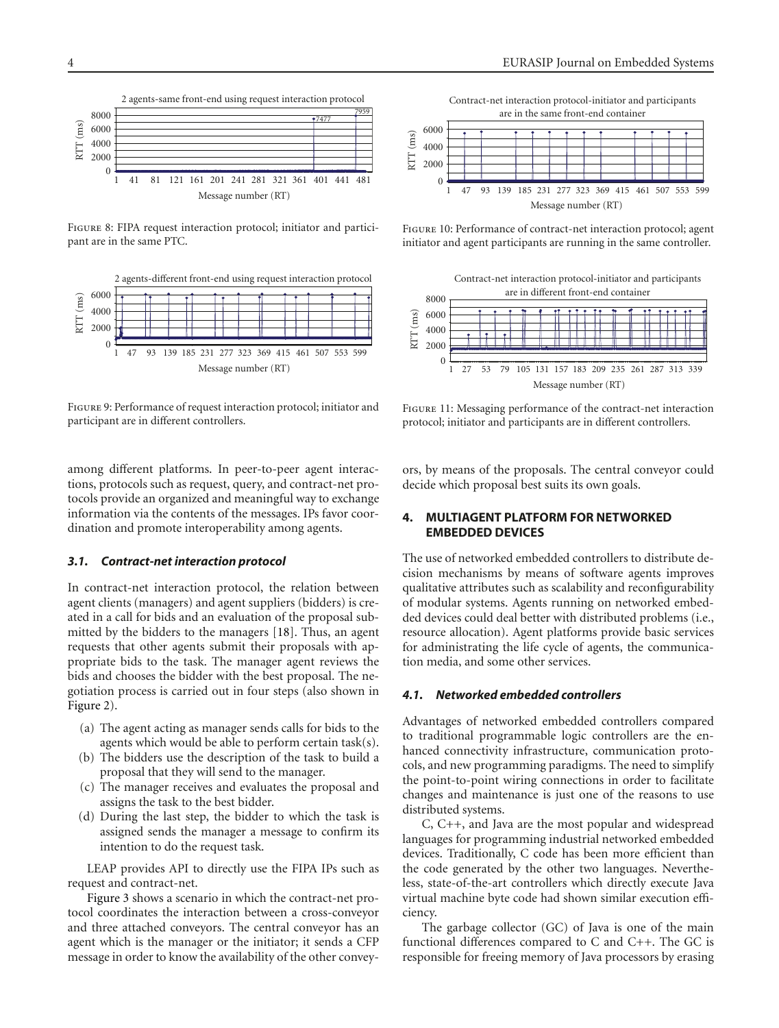Figure 8: FIPA request interaction protocol; initiator and participant are in the same PTC.

Figure 9: Performance of request interaction protocol; initiator and participant are in different controllers.

Figure 10: Performance of contract-net interaction protocol; agent initiator and agent participants are running in the same controller.

Figure 11: Messaging performance of the contract-net interaction protocol; initiator and participants are in different controllers.

among different platforms. In peer-to-peer agent interactions, protocols such as request, query, and contract-net protocols provide an organized and meaningful way to exchange information via the contents of the messages. IPs favor coordination and promote interoperability among agents.

### 3.1. Contract-net interaction protocol

In contract-net interaction protocol, the relation between agent clients (managers) and agent suppliers (bidders) is created in a call for bids and an evaluation of the proposal submitted by the bidders to the managers [18]. Thus, an agent requests that other agents submit their proposals with appropriate bids to the task. The manager agent reviews the bids and chooses the bidder with the best proposal. The negotiation process is carried out in four steps (also shown in Figure 2).

(a) The agent acting as manager sends calls for bids to the agents which would be able to perform certain task(s).
(b) The bidders use the description of the task to build a proposal that they will send to the manager.
(c) The manager receives and evaluates the proposal and assigns the task to the best bidder.
(d) During the last step, the bidder to which the task is assigned sends the manager a message to confirm its intention to do the request task.

LEAP provides API to directly use the FIPA IPs such as request and contract-net.

Figure 3 shows a scenario in which the contract-net protocol coordinates the interaction between a cross-conveyor and three attached conveyors. The central conveyor has an agent which is the manager or the initiator; it sends a CFP message in order to know the availability of the other conveyors, by means of the proposals. The central conveyor could decide which proposal best suits its own goals.

## 4. MULTIAGENT PLATFORM FOR NETWORKED EMBEDDED DEVICES

The use of networked embedded controllers to distribute decision mechanisms by means of software agents improves qualitative attributes such as scalability and reconfigurability of modular systems. Agents running on networked embedded devices could deal better with distributed problems (i.e., resource allocation). Agent platforms provide basic services for administrating the life cycle of agents, the communication media, and some other services.

### 4.1. Networked embedded controllers

Advantages of networked embedded controllers compared to traditional programmable logic controllers are the enhanced connectivity infrastructure, communication protocols, and new programming paradigms. The need to simplify the point-to-point wiring connections in order to facilitate changes and maintenance is just one of the reasons to use distributed systems.

C, C++, and Java are the most popular and widespread languages for programming industrial networked embedded devices. Traditionally, C code has been more efficient than the code generated by the other two languages. Nevertheless, state-of-the-art controllers which directly execute Java virtual machine byte code had shown similar execution efficiency.

The garbage collector (GC) of Java is one of the main functional differences compared to C and C++. The GC is responsible for freeing memory of Java processors by erasing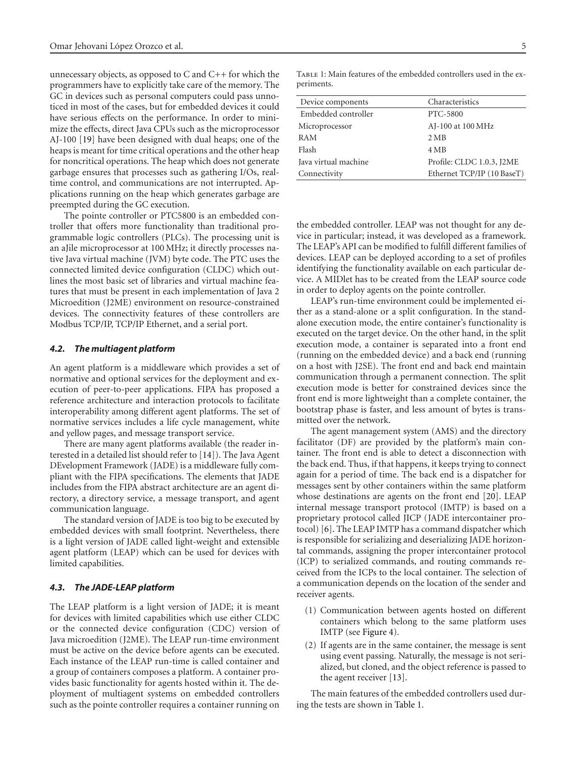unnecessary objects, as opposed to C and C++ for which the programmers have to explicitly take care of the memory. The GC in devices such as personal computers could pass unnoticed in most of the cases, but for embedded devices it could have serious effects on the performance. In order to minimize the effects, direct Java CPUs such as the microprocessor AJ-100 [19] have been designed with dual heaps; one of the heaps is meant for time critical operations and the other heap for noncritical operations. The heap which does not generate garbage ensures that processes such as gathering I/Os, real-time control, and communications are not interrupted. Applications running on the heap which generates garbage are preempted during the GC execution.

The pointe controller or PTC5800 is an embedded controller that offers more functionality than traditional programmable logic controllers (PLCs). The processing unit is an aJile microprocessor at 100 MHz; it directly processes native Java virtual machine (JVM) byte code. The PTC uses the connected limited device configuration (CLDC) which outlines the most basic set of libraries and virtual machine features that must be present in each implementation of Java 2 Microedition (J2ME) environment on resource-constrained devices. The connectivity features of these controllers are Modbus TCP/IP, TCP/IP Ethernet, and a serial port.

### 4.2. The multiagent platform

An agent platform is a middleware which provides a set of normative and optional services for the deployment and execution of peer-to-peer applications. FIPA has proposed a reference architecture and interaction protocols to facilitate interoperability among different agent platforms. The set of normative services includes a life cycle management, white and yellow pages, and message transport service.

There are many agent platforms available (the reader interested in a detailed list should refer to [14]). The Java Agent DEvelopment Framework (JADE) is a middleware fully compliant with the FIPA specifications. The elements that JADE includes from the FIPA abstract architecture are an agent directory, a directory service, a message transport, and agent communication language.

The standard version of JADE is too big to be executed by embedded devices with small footprint. Nevertheless, there is a light version of JADE called light-weight and extensible agent platform (LEAP) which can be used for devices with limited capabilities.

### 4.3. The JADE-LEAP platform

The LEAP platform is a light version of JADE; it is meant for devices with limited capabilities which use either CLDC or the connected device configuration (CDC) version of Java microedition (J2ME). The LEAP run-time environment must be active on the device before agents can be executed. Each instance of the LEAP run-time is called container and a group of containers composes a platform. A container provides basic functionality for agents hosted within it. The deployment of multiagent systems on embedded controllers such as the pointe controller requires a container running on the embedded controller. LEAP was not thought for any device in particular; instead, it was developed as a framework. The LEAP's API can be modified to fulfill different families of devices. LEAP can be deployed according to a set of profiles identifying the functionality available on each particular device. A MIDlet has to be created from the LEAP source code in order to deploy agents on the pointe controller.

LEAP's run-time environment could be implemented either as a stand-alone or a split configuration. In the stand-alone execution mode, the entire container's functionality is executed on the target device. On the other hand, in the split execution mode, a container is separated into a front end (running on the embedded device) and a back end (running on a host with J2SE). The front end and back end maintain communication through a permanent connection. The split execution mode is better for constrained devices since the front end is more lightweight than a complete container, the bootstrap phase is faster, and less amount of bytes is transmitted over the network.

The agent management system (AMS) and the directory facilitator (DF) are provided by the platform's main container. The front end is able to detect a disconnection with the back end. Thus, if that happens, it keeps trying to connect again for a period of time. The back end is a dispatcher for messages sent by other containers within the same platform whose destinations are agents on the front end [20]. LEAP internal message transport protocol (IMTP) is based on a proprietary protocol called JICP (JADE intercontainer protocol) [6]. The LEAP IMTP has a command dispatcher which is responsible for serializing and deserializing JADE horizontal commands, assigning the proper intercontainer protocol (ICP) to serialized commands, and routing commands received from the ICPs to the local container. The selection of a communication depends on the location of the sender and receiver agents.

(1) Communication between agents hosted on different containers which belong to the same platform uses IMTP (see Figure 4).

(2) If agents are in the same container, the message is sent using event passing. Naturally, the message is not serialized, but cloned, and the object reference is passed to the agent receiver [13].

The main features of the embedded controllers used during the tests are shown in Table 1.

Table 1: Main features of the embedded controllers used in the experiments.

| Device components | Characteristics |
|---|---|
| Embedded controller | PTC-5800 |
| Microprocessor | AJ-100 at 100 MHz |
| RAM | 2 MB |
| Flash | 4 MB |
| Java virtual machine | Profile: CLDC 1.0.3, J2ME |
| Connectivity | Ethernet TCP/IP (10 BaseT) |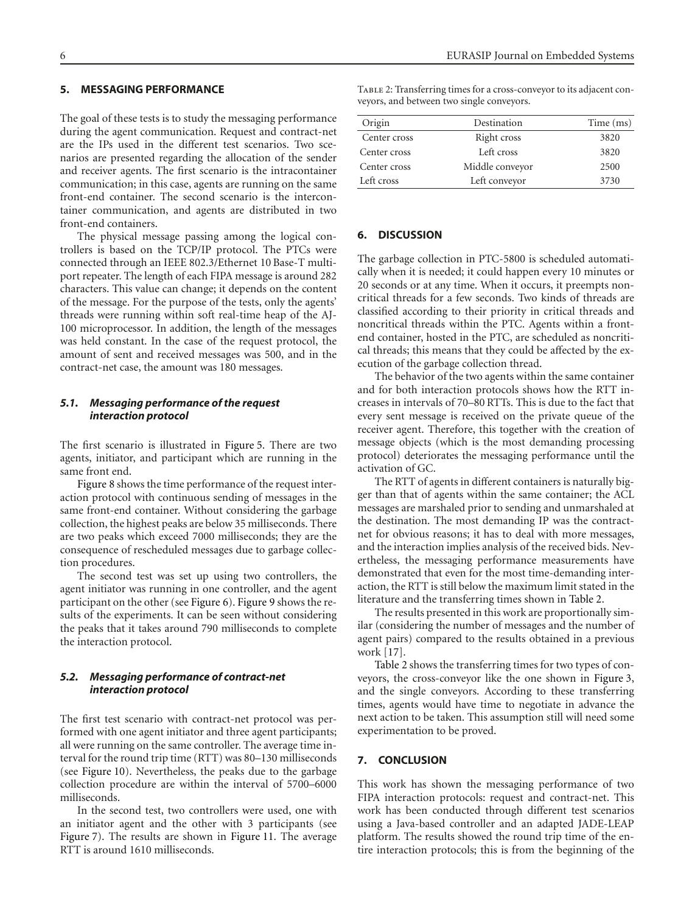## 5. MESSAGING PERFORMANCE

The goal of these tests is to study the messaging performance during the agent communication. Request and contract-net are the IPs used in the different test scenarios. Two scenarios are presented regarding the allocation of the sender and receiver agents. The first scenario is the intracontainer communication; in this case, agents are running on the same front-end container. The second scenario is the intercontainer communication, and agents are distributed in two front-end containers.

The physical message passing among the logical controllers is based on the TCP/IP protocol. The PTCs were connected through an IEEE 802.3/Ethernet 10 Base-T multiport repeater. The length of each FIPA message is around 282 characters. This value can change; it depends on the content of the message. For the purpose of the tests, only the agents' threads were running within soft real-time heap of the AJ-100 microprocessor. In addition, the length of the messages was held constant. In the case of the request protocol, the amount of sent and received messages was 500, and in the contract-net case, the amount was 180 messages.

### 5.1. Messaging performance of the request interaction protocol

The first scenario is illustrated in Figure 5. There are two agents, initiator, and participant which are running in the same front end.

Figure 8 shows the time performance of the request interaction protocol with continuous sending of messages in the same front-end container. Without considering the garbage collection, the highest peaks are below 35 milliseconds. There are two peaks which exceed 7000 milliseconds; they are the consequence of rescheduled messages due to garbage collection procedures.

The second test was set up using two controllers, the agent initiator was running in one controller, and the agent participant on the other (see Figure 6). Figure 9 shows the results of the experiments. It can be seen without considering the peaks that it takes around 790 milliseconds to complete the interaction protocol.

### 5.2. Messaging performance of contract-net interaction protocol

The first test scenario with contract-net protocol was performed with one agent initiator and three agent participants; all were running on the same controller. The average time interval for the round trip time (RTT) was 80–130 milliseconds (see Figure 10). Nevertheless, the peaks due to the garbage collection procedure are within the interval of 5700–6000 milliseconds.

In the second test, two controllers were used, one with an initiator agent and the other with 3 participants (see Figure 7). The results are shown in Figure 11. The average RTT is around 1610 milliseconds.

Table 2: Transferring times for a cross-conveyor to its adjacent conveyors, and between two single conveyors.

| Origin | Destination | Time (ms) |
|---|---|---|
| Center cross | Right cross | 3820 |
| Center cross | Left cross | 3820 |
| Center cross | Middle conveyor | 2500 |
| Left cross | Left conveyor | 3730 |

## 6. DISCUSSION

The garbage collection in PTC-5800 is scheduled automatically when it is needed; it could happen every 10 minutes or 20 seconds or at any time. When it occurs, it preempts noncritical threads for a few seconds. Two kinds of threads are classified according to their priority in critical threads and noncritical threads within the PTC. Agents within a front-end container, hosted in the PTC, are scheduled as noncritical threads; this means that they could be affected by the execution of the garbage collection thread.

The behavior of the two agents within the same container and for both interaction protocols shows how the RTT increases in intervals of 70–80 RTTs. This is due to the fact that every sent message is received on the private queue of the receiver agent. Therefore, this together with the creation of message objects (which is the most demanding processing protocol) deteriorates the messaging performance until the activation of GC.

The RTT of agents in different containers is naturally bigger than that of agents within the same container; the ACL messages are marshaled prior to sending and unmarshaled at the destination. The most demanding IP was the contract-net for obvious reasons; it has to deal with more messages, and the interaction implies analysis of the received bids. Nevertheless, the messaging performance measurements have demonstrated that even for the most time-demanding interaction, the RTT is still below the maximum limit stated in the literature and the transferring times shown in Table 2.

The results presented in this work are proportionally similar (considering the number of messages and the number of agent pairs) compared to the results obtained in a previous work [17].

Table 2 shows the transferring times for two types of conveyors, the cross-conveyor like the one shown in Figure 3, and the single conveyors. According to these transferring times, agents would have time to negotiate in advance the next action to be taken. This assumption still will need some experimentation to be proved.

## 7. CONCLUSION

This work has shown the messaging performance of two FIPA interaction protocols: request and contract-net. This work has been conducted through different test scenarios using a Java-based controller and an adapted JADE-LEAP platform. The results showed the round trip time of the entire interaction protocols; this is from the beginning of the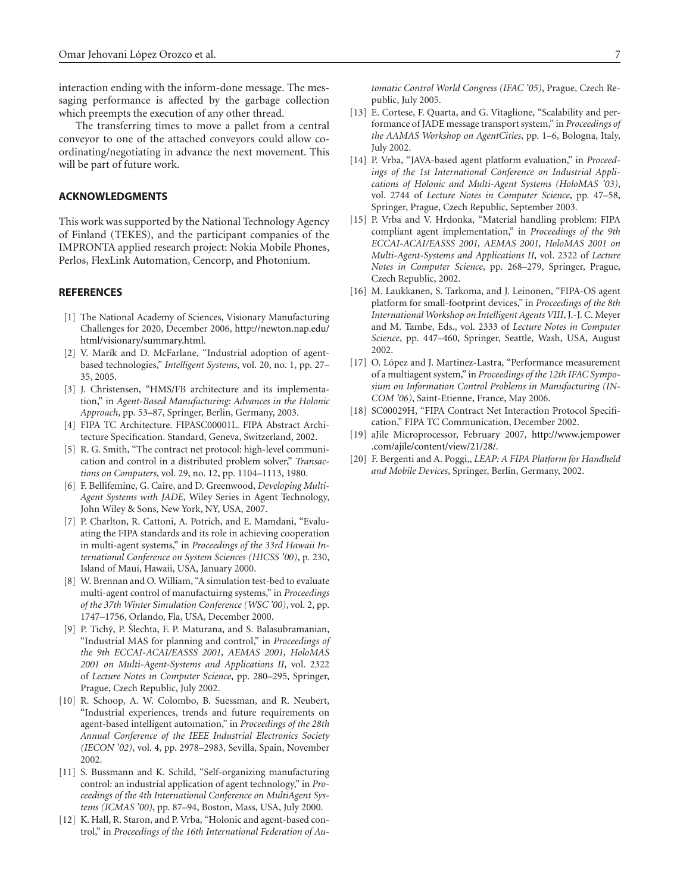interaction ending with the inform-done message. The messaging performance is affected by the garbage collection which preempts the execution of any other thread.

The transferring times to move a pallet from a central conveyor to one of the attached conveyors could allow coordinating/negotiating in advance the next movement. This will be part of future work.

## ACKNOWLEDGMENTS

This work was supported by the National Technology Agency of Finland (TEKES), and the participant companies of the IMPRONTA applied research project: Nokia Mobile Phones, Perlos, FlexLink Automation, Cencorp, and Photonium.

## REFERENCES

[1] The National Academy of Sciences, Visionary Manufacturing Challenges for 2020, December 2006, http://newton.nap.edu/html/visionary/summary.html.

[2] V. Marík and D. McFarlane, "Industrial adoption of agent-based technologies," *Intelligent Systems*, vol. 20, no. 1, pp. 27–35, 2005.

[3] J. Christensen, "HMS/FB architecture and its implementation," in *Agent-Based Manufacturing: Advances in the Holonic Approach*, pp. 53–87, Springer, Berlin, Germany, 2003.

[4] FIPA TC Architecture. FIPASC00001L. FIPA Abstract Architecture Specification. Standard, Geneva, Switzerland, 2002.

[5] R. G. Smith, "The contract net protocol: high-level communication and control in a distributed problem solver," *Transactions on Computers*, vol. 29, no. 12, pp. 1104–1113, 1980.

[6] F. Bellifemine, G. Caire, and D. Greenwood, *Developing Multi-Agent Systems with JADE*, Wiley Series in Agent Technology, John Wiley & Sons, New York, NY, USA, 2007.

[7] P. Charlton, R. Cattoni, A. Potrich, and E. Mamdani, "Evaluating the FIPA standards and its role in achieving cooperation in multi-agent systems," in *Proceedings of the 33rd Hawaii International Conference on System Sciences (HICSS '00)*, p. 230, Island of Maui, Hawaii, USA, January 2000.

[8] W. Brennan and O. William, "A simulation test-bed to evaluate multi-agent control of manufactuirng systems," in *Proceedings of the 37th Winter Simulation Conference (WSC '00)*, vol. 2, pp. 1747–1756, Orlando, Fla, USA, December 2000.

[9] P. Tichý, P. Šlechta, F. P. Maturana, and S. Balasubramanian, "Industrial MAS for planning and control," in *Proceedings of the 9th ECCAI-ACAI/EASSS 2001, AEMAS 2001, HoloMAS 2001 on Multi-Agent-Systems and Applications II*, vol. 2322 of *Lecture Notes in Computer Science*, pp. 280–295, Springer, Prague, Czech Republic, July 2002.

[10] R. Schoop, A. W. Colombo, B. Suessman, and R. Neubert, "Industrial experiences, trends and future requirements on agent-based intelligent automation," in *Proceedings of the 28th Annual Conference of the IEEE Industrial Electronics Society (IECON '02)*, vol. 4, pp. 2978–2983, Sevilla, Spain, November 2002.

[11] S. Bussmann and K. Schild, "Self-organizing manufacturing control: an industrial application of agent technology," in *Proceedings of the 4th International Conference on MultiAgent Systems (ICMAS '00)*, pp. 87–94, Boston, Mass, USA, July 2000.

[12] K. Hall, R. Staron, and P. Vrba, "Holonic and agent-based control," in *Proceedings of the 16th International Federation of Automatic Control World Congress (IFAC '05)*, Prague, Czech Republic, July 2005.

[13] E. Cortese, F. Quarta, and G. Vitaglione, "Scalability and performance of JADE message transport system," in *Proceedings of the AAMAS Workshop on AgentCities*, pp. 1–6, Bologna, Italy, July 2002.

[14] P. Vrba, "JAVA-based agent platform evaluation," in *Proceedings of the 1st International Conference on Industrial Applications of Holonic and Multi-Agent Systems (HoloMAS '03)*, vol. 2744 of *Lecture Notes in Computer Science*, pp. 47–58, Springer, Prague, Czech Republic, September 2003.

[15] P. Vrba and V. Hrdonka, "Material handling problem: FIPA compliant agent implementation," in *Proceedings of the 9th ECCAI-ACAI/EASSS 2001, AEMAS 2001, HoloMAS 2001 on Multi-Agent-Systems and Applications II*, vol. 2322 of *Lecture Notes in Computer Science*, pp. 268–279, Springer, Prague, Czech Republic, 2002.

[16] M. Laukkanen, S. Tarkoma, and J. Leinonen, "FIPA-OS agent platform for small-footprint devices," in *Proceedings of the 8th International Workshop on Intelligent Agents VIII*, J.-J. C. Meyer and M. Tambe, Eds., vol. 2333 of *Lecture Notes in Computer Science*, pp. 447–460, Springer, Seattle, Wash, USA, August 2002.

[17] O. López and J. Martinez-Lastra, "Performance measurement of a multiagent system," in *Proceedings of the 12th IFAC Symposium on Information Control Problems in Manufacturing (INCOM '06)*, Saint-Etienne, France, May 2006.

[18] SC00029H, "FIPA Contract Net Interaction Protocol Specification," FIPA TC Communication, December 2002.

[19] aJile Microprocessor, February 2007, http://www.jempower.com/ajile/content/view/21/28/.

[20] F. Bergenti and A. Poggi,, *LEAP: A FIPA Platform for Handheld and Mobile Devices*, Springer, Berlin, Germany, 2002.